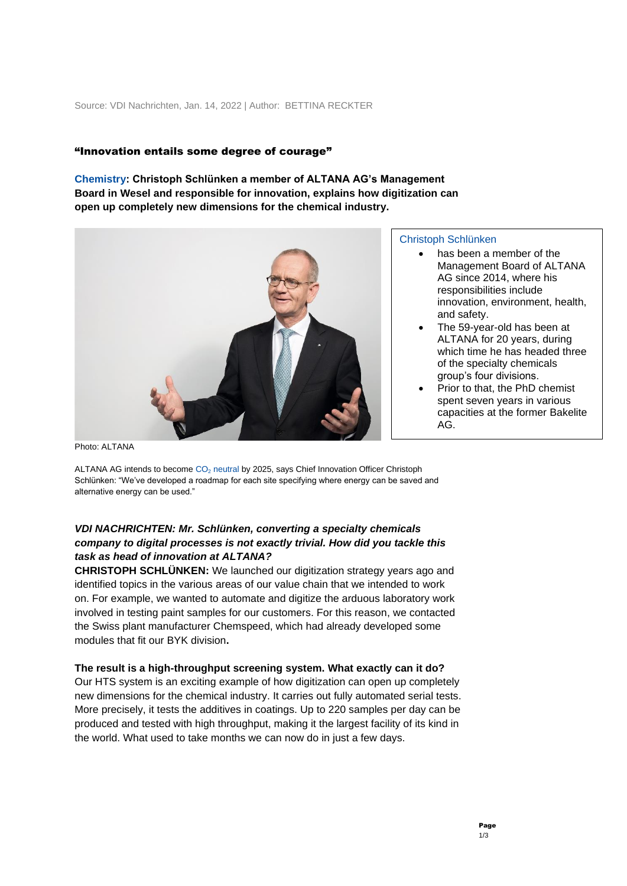Source: VDI Nachrichten, Jan. 14, 2022 | Author: BETTINA RECKTER

## "Innovation entails some degree of courage"

**Chemistry: Christoph Schlünken a member of ALTANA AG's Management Board in Wesel and responsible for innovation, explains how digitization can open up completely new dimensions for the chemical industry.**

Christoph Schlünken

- has been a member of the Management Board of ALTANA AG since 2014, where his responsibilities include innovation, environment, health, and safety.
- The 59-year-old has been at ALTANA for 20 years, during which time he has headed three of the specialty chemicals group's four divisions.
- Prior to that, the PhD chemist spent seven years in various capacities at the former Bakelite AG.

Photo: ALTANA

ALTANA AG intends to become $CO_2$ neutral by 2025, says Chief Innovation Officer Christoph Schlünken: "We've developed a roadmap for each site specifying where energy can be saved and alternative energy can be used."

***VDI NACHRICHTEN: Mr. Schlünken, converting a specialty chemicals company to digital processes is not exactly trivial. How did you tackle this task as head of innovation at ALTANA?***

**CHRISTOPH SCHLÜNKEN:** We launched our digitization strategy years ago and identified topics in the various areas of our value chain that we intended to work on. For example, we wanted to automate and digitize the arduous laboratory work involved in testing paint samples for our customers. For this reason, we contacted the Swiss plant manufacturer Chemspeed, which had already developed some modules that fit our BYK division**.**

**The result is a high-throughput screening system. What exactly can it do?**

Our HTS system is an exciting example of how digitization can open up completely new dimensions for the chemical industry. It carries out fully automated serial tests. More precisely, it tests the additives in coatings. Up to 220 samples per day can be produced and tested with high throughput, making it the largest facility of its kind in the world. What used to take months we can now do in just a few days.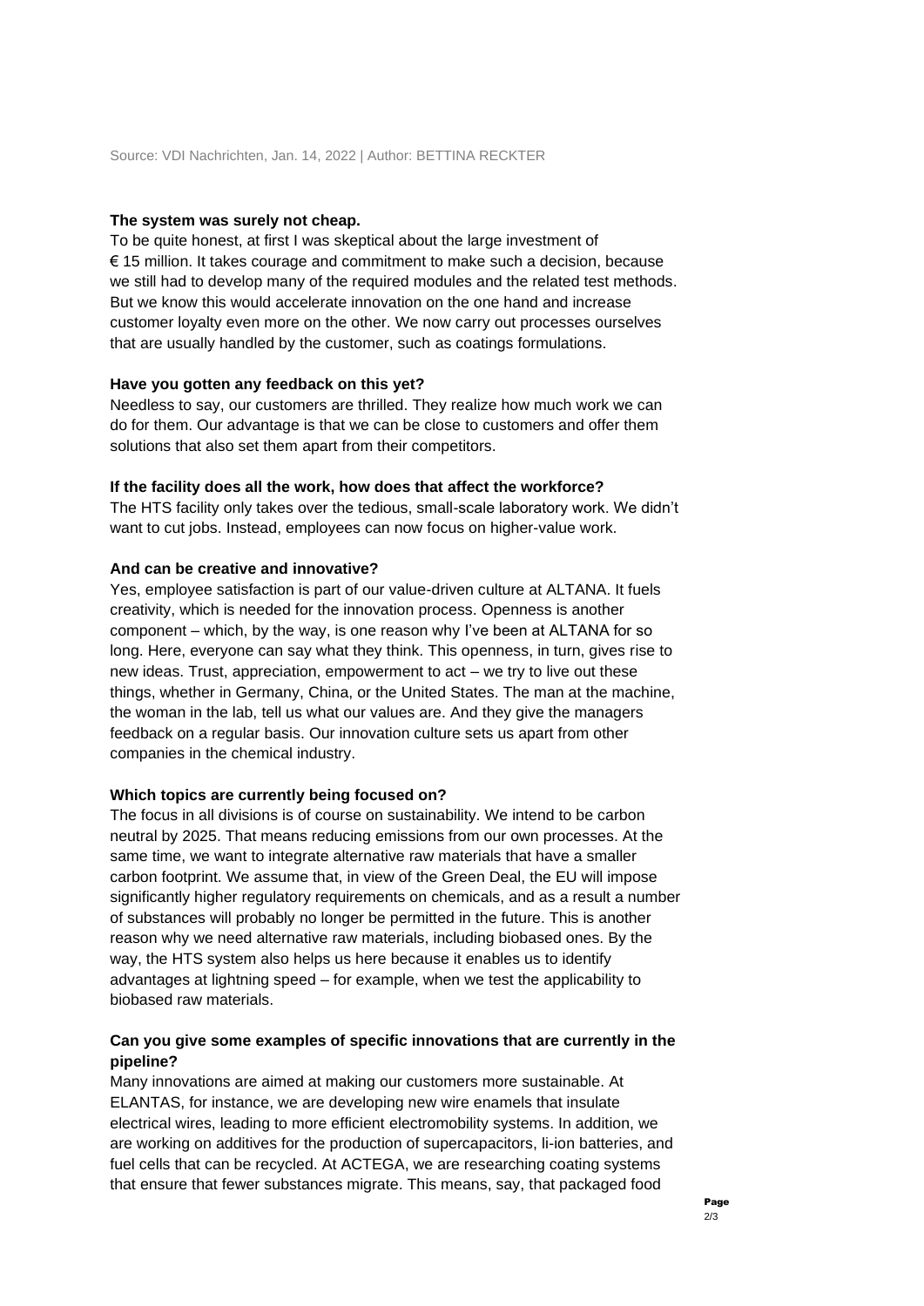Source: VDI Nachrichten, Jan. 14, 2022 | Author: BETTINA RECKTER

**The system was surely not cheap.**

To be quite honest, at first I was skeptical about the large investment of € 15 million. It takes courage and commitment to make such a decision, because we still had to develop many of the required modules and the related test methods. But we know this would accelerate innovation on the one hand and increase customer loyalty even more on the other. We now carry out processes ourselves that are usually handled by the customer, such as coatings formulations.

**Have you gotten any feedback on this yet?**

Needless to say, our customers are thrilled. They realize how much work we can do for them. Our advantage is that we can be close to customers and offer them solutions that also set them apart from their competitors.

**If the facility does all the work, how does that affect the workforce?**

The HTS facility only takes over the tedious, small-scale laboratory work. We didn't want to cut jobs. Instead, employees can now focus on higher-value work.

**And can be creative and innovative?**

Yes, employee satisfaction is part of our value-driven culture at ALTANA. It fuels creativity, which is needed for the innovation process. Openness is another component – which, by the way, is one reason why I've been at ALTANA for so long. Here, everyone can say what they think. This openness, in turn, gives rise to new ideas. Trust, appreciation, empowerment to act – we try to live out these things, whether in Germany, China, or the United States. The man at the machine, the woman in the lab, tell us what our values are. And they give the managers feedback on a regular basis. Our innovation culture sets us apart from other companies in the chemical industry.

**Which topics are currently being focused on?**

The focus in all divisions is of course on sustainability. We intend to be carbon neutral by 2025. That means reducing emissions from our own processes. At the same time, we want to integrate alternative raw materials that have a smaller carbon footprint. We assume that, in view of the Green Deal, the EU will impose significantly higher regulatory requirements on chemicals, and as a result a number of substances will probably no longer be permitted in the future. This is another reason why we need alternative raw materials, including biobased ones. By the way, the HTS system also helps us here because it enables us to identify advantages at lightning speed – for example, when we test the applicability to biobased raw materials.

**Can you give some examples of specific innovations that are currently in the pipeline?**

Many innovations are aimed at making our customers more sustainable. At ELANTAS, for instance, we are developing new wire enamels that insulate electrical wires, leading to more efficient electromobility systems. In addition, we are working on additives for the production of supercapacitors, li-ion batteries, and fuel cells that can be recycled. At ACTEGA, we are researching coating systems that ensure that fewer substances migrate. This means, say, that packaged food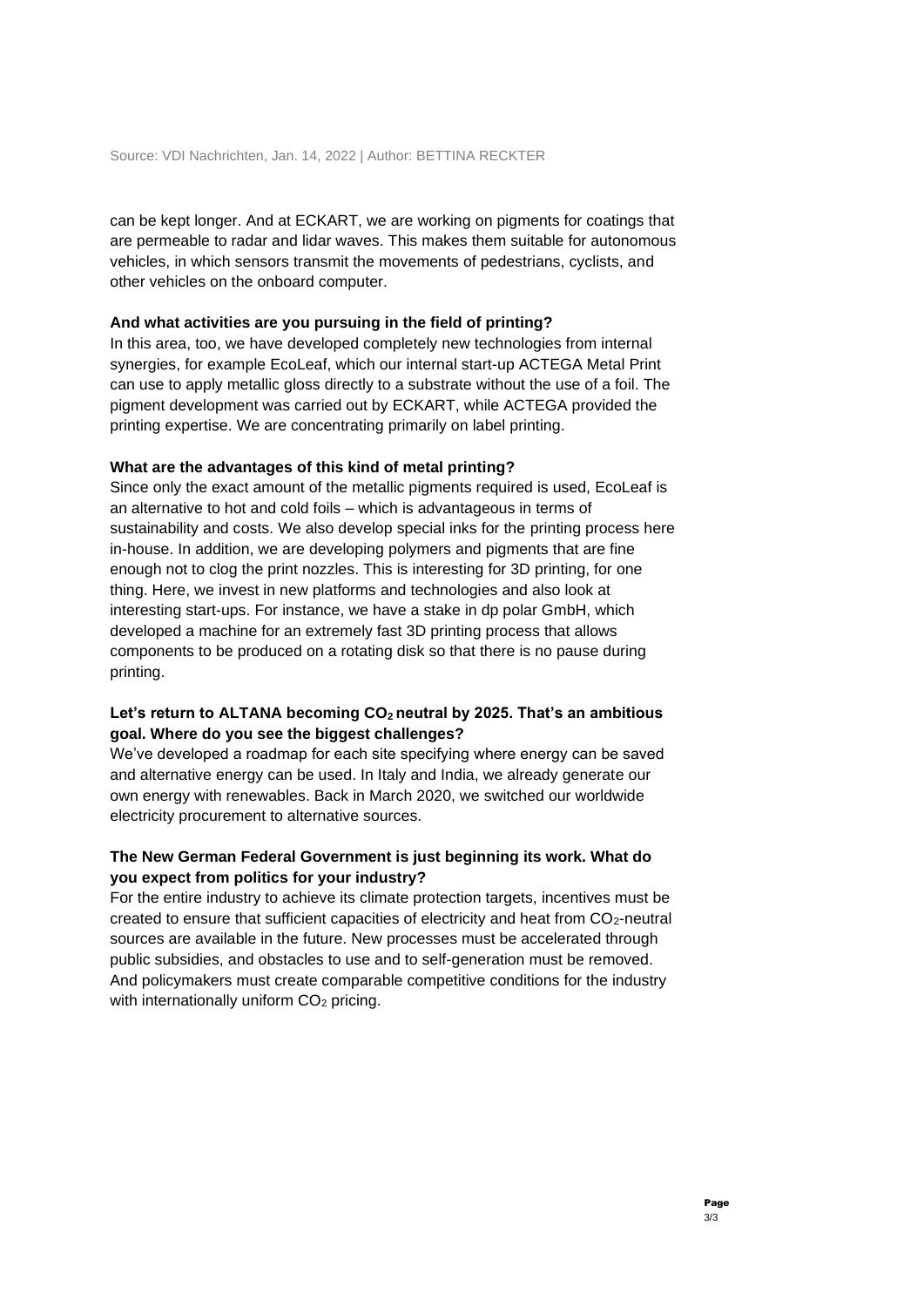can be kept longer. And at ECKART, we are working on pigments for coatings that are permeable to radar and lidar waves. This makes them suitable for autonomous vehicles, in which sensors transmit the movements of pedestrians, cyclists, and other vehicles on the onboard computer.

**And what activities are you pursuing in the field of printing?**

In this area, too, we have developed completely new technologies from internal synergies, for example EcoLeaf, which our internal start-up ACTEGA Metal Print can use to apply metallic gloss directly to a substrate without the use of a foil. The pigment development was carried out by ECKART, while ACTEGA provided the printing expertise. We are concentrating primarily on label printing.

**What are the advantages of this kind of metal printing?**

Since only the exact amount of the metallic pigments required is used, EcoLeaf is an alternative to hot and cold foils – which is advantageous in terms of sustainability and costs. We also develop special inks for the printing process here in-house. In addition, we are developing polymers and pigments that are fine enough not to clog the print nozzles. This is interesting for 3D printing, for one thing. Here, we invest in new platforms and technologies and also look at interesting start-ups. For instance, we have a stake in dp polar GmbH, which developed a machine for an extremely fast 3D printing process that allows components to be produced on a rotating disk so that there is no pause during printing.

**Let's return to ALTANA becoming $CO_2$ neutral by 2025. That's an ambitious goal. Where do you see the biggest challenges?**

We've developed a roadmap for each site specifying where energy can be saved and alternative energy can be used. In Italy and India, we already generate our own energy with renewables. Back in March 2020, we switched our worldwide electricity procurement to alternative sources.

**The New German Federal Government is just beginning its work. What do you expect from politics for your industry?**

For the entire industry to achieve its climate protection targets, incentives must be created to ensure that sufficient capacities of electricity and heat from $CO_2$-neutral sources are available in the future. New processes must be accelerated through public subsidies, and obstacles to use and to self-generation must be removed. And policymakers must create comparable competitive conditions for the industry with internationally uniform $CO_2$ pricing.